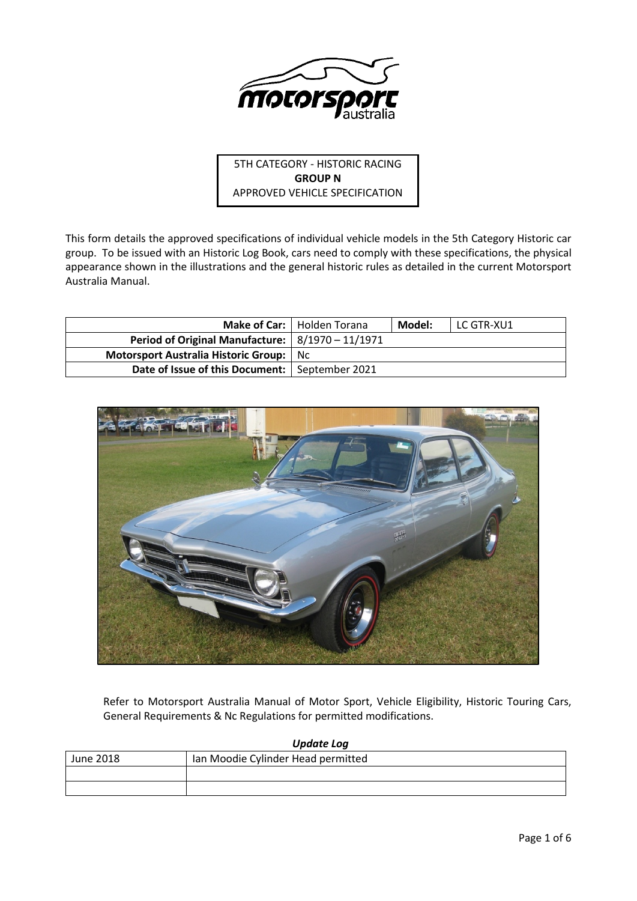5TH CATEGORY - HISTORIC RACING
**GROUP N**
APPROVED VEHICLE SPECIFICATION

This form details the approved specifications of individual vehicle models in the 5th Category Historic car group. To be issued with an Historic Log Book, cars need to comply with these specifications, the physical appearance shown in the illustrations and the general historic rules as detailed in the current Motorsport Australia Manual.

| **Make of Car:** | Holden Torana | **Model:** | LC GTR-XU1 |
|---|---|---|---|
| **Period of Original Manufacture:** | 8/1970 – 11/1971 | | |
| **Motorsport Australia Historic Group:** | Nc | | |
| **Date of Issue of this Document:** | September 2021 | | |

Refer to Motorsport Australia Manual of Motor Sport, Vehicle Eligibility, Historic Touring Cars, General Requirements & Nc Regulations for permitted modifications.

***Update Log***

| June 2018 | Ian Moodie Cylinder Head permitted |
|---|---|
| | |
| | |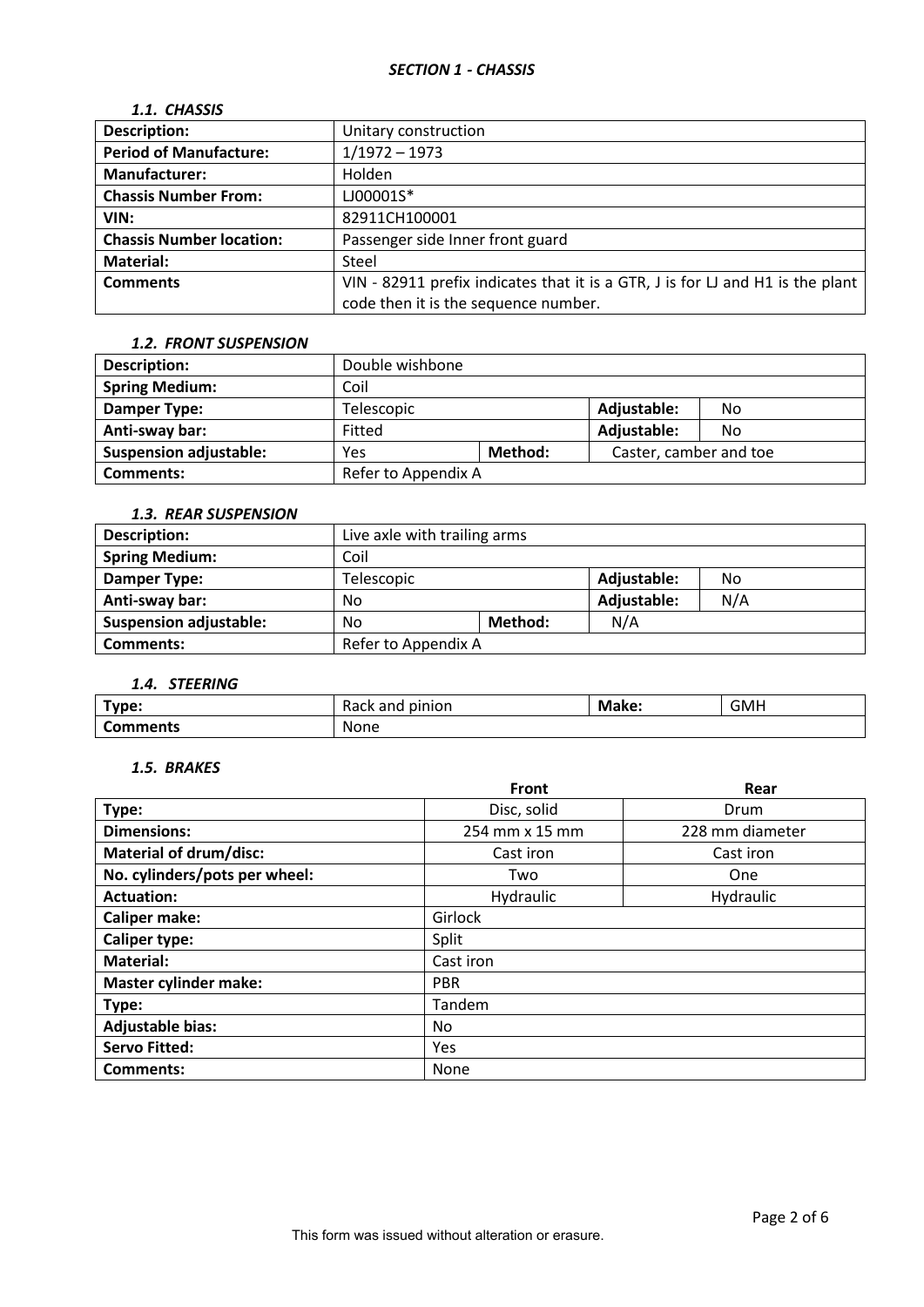## *SECTION 1 - CHASSIS*

### *1.1. CHASSIS*

| **Description:** | Unitary construction |
|---|---|
| **Period of Manufacture:** | 1/1972 – 1973 |
| **Manufacturer:** | Holden |
| **Chassis Number From:** | LJ00001S* |
| **VIN:** | 82911CH100001 |
| **Chassis Number location:** | Passenger side Inner front guard |
| **Material:** | Steel |
| **Comments** | VIN - 82911 prefix indicates that it is a GTR, J is for LJ and H1 is the plant code then it is the sequence number. |

### *1.2. FRONT SUSPENSION*

| **Description:** | Double wishbone | | | |
|---|---|---|---|---|
| **Spring Medium:** | Coil | | | |
| **Damper Type:** | Telescopic | | **Adjustable:** | No |
| **Anti-sway bar:** | Fitted | | **Adjustable:** | No |
| **Suspension adjustable:** | Yes | **Method:** | Caster, camber and toe | |
| **Comments:** | Refer to Appendix A | | | |

### *1.3. REAR SUSPENSION*

| **Description:** | Live axle with trailing arms | | | |
|---|---|---|---|---|
| **Spring Medium:** | Coil | | | |
| **Damper Type:** | Telescopic | | **Adjustable:** | No |
| **Anti-sway bar:** | No | | **Adjustable:** | N/A |
| **Suspension adjustable:** | No | **Method:** | N/A | |
| **Comments:** | Refer to Appendix A | | | |

### *1.4. STEERING*

| **Type:** | Rack and pinion | **Make:** | GMH |
|---|---|---|---|
| **Comments** | None | | |

### *1.5. BRAKES*

| | **Front** | **Rear** |
|---|---|---|
| **Type:** | Disc, solid | Drum |
| **Dimensions:** | 254 mm x 15 mm | 228 mm diameter |
| **Material of drum/disc:** | Cast iron | Cast iron |
| **No. cylinders/pots per wheel:** | Two | One |
| **Actuation:** | Hydraulic | Hydraulic |
| **Caliper make:** | Girlock | |
| **Caliper type:** | Split | |
| **Material:** | Cast iron | |
| **Master cylinder make:** | PBR | |
| **Type:** | Tandem | |
| **Adjustable bias:** | No | |
| **Servo Fitted:** | Yes | |
| **Comments:** | None | |

This form was issued without alteration or erasure.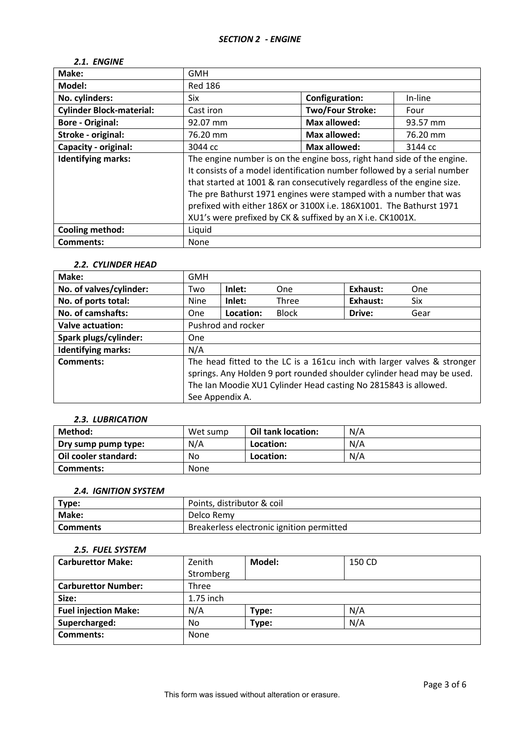## *SECTION 2 - ENGINE*

### *2.1. ENGINE*

| **Make:** | GMH | | |
|---|---|---|---|
| **Model:** | Red 186 | | |
| **No. cylinders:** | Six | **Configuration:** | In-line |
| **Cylinder Block-material:** | Cast iron | **Two/Four Stroke:** | Four |
| **Bore - Original:** | 92.07 mm | **Max allowed:** | 93.57 mm |
| **Stroke - original:** | 76.20 mm | **Max allowed:** | 76.20 mm |
| **Capacity - original:** | 3044 cc | **Max allowed:** | 3144 cc |
| **Identifying marks:** | The engine number is on the engine boss, right hand side of the engine. It consists of a model identification number followed by a serial number that started at 1001 & ran consecutively regardless of the engine size. The pre Bathurst 1971 engines were stamped with a number that was prefixed with either 186X or 3100X i.e. 186X1001. The Bathurst 1971 XU1's were prefixed by CK & suffixed by an X i.e. CK1001X. | | |
| **Cooling method:** | Liquid | | |
| **Comments:** | None | | |

### *2.2. CYLINDER HEAD*

| **Make:** | GMH | | | | |
|---|---|---|---|---|---|
| **No. of valves/cylinder:** | Two | **Inlet:** | One | **Exhaust:** | One |
| **No. of ports total:** | Nine | **Inlet:** | Three | **Exhaust:** | Six |
| **No. of camshafts:** | One | **Location:** | Block | **Drive:** | Gear |
| **Valve actuation:** | Pushrod and rocker | | | | |
| **Spark plugs/cylinder:** | One | | | | |
| **Identifying marks:** | N/A | | | | |
| **Comments:** | The head fitted to the LC is a 161cu inch with larger valves & stronger springs. Any Holden 9 port rounded shoulder cylinder head may be used. The Ian Moodie XU1 Cylinder Head casting No 2815843 is allowed. See Appendix A. | | | | |

### *2.3. LUBRICATION*

| **Method:** | Wet sump | **Oil tank location:** | N/A |
|---|---|---|---|
| **Dry sump pump type:** | N/A | **Location:** | N/A |
| **Oil cooler standard:** | No | **Location:** | N/A |
| **Comments:** | None | | |

### *2.4. IGNITION SYSTEM*

| **Type:** | Points, distributor & coil |
|---|---|
| **Make:** | Delco Remy |
| **Comments** | Breakerless electronic ignition permitted |

### *2.5. FUEL SYSTEM*

| **Carburettor Make:** | Zenith Stromberg | **Model:** | 150 CD |
|---|---|---|---|
| **Carburettor Number:** | Three | | |
| **Size:** | 1.75 inch | | |
| **Fuel injection Make:** | N/A | **Type:** | N/A |
| **Supercharged:** | No | **Type:** | N/A |
| **Comments:** | None | | |

This form was issued without alteration or erasure.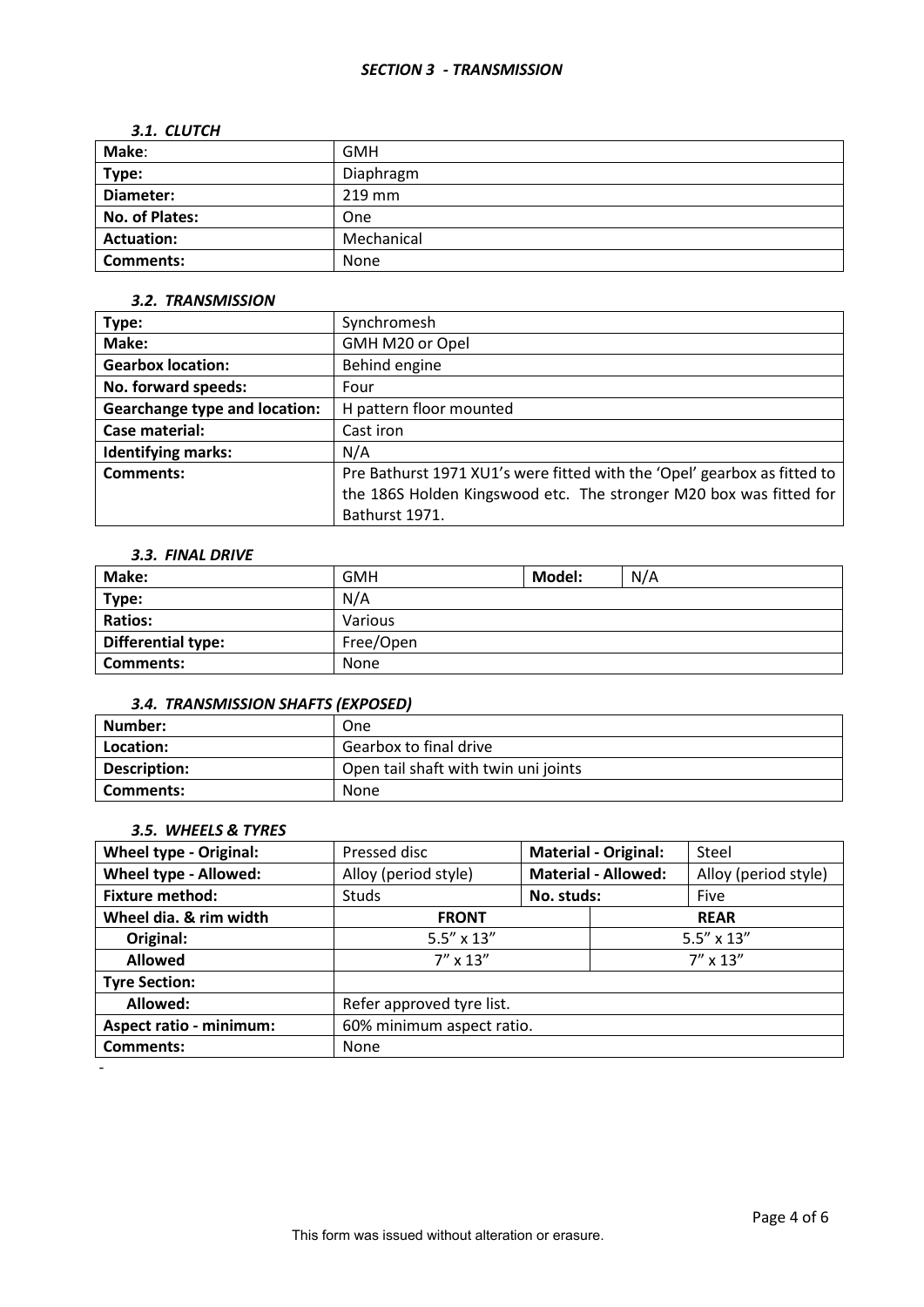## *SECTION 3 - TRANSMISSION*

### *3.1. CLUTCH*

| **Make**: | GMH |
|---|---|
| **Type:** | Diaphragm |
| **Diameter:** | 219 mm |
| **No. of Plates:** | One |
| **Actuation:** | Mechanical |
| **Comments:** | None |

### *3.2. TRANSMISSION*

| **Type:** | Synchromesh |
|---|---|
| **Make:** | GMH M20 or Opel |
| **Gearbox location:** | Behind engine |
| **No. forward speeds:** | Four |
| **Gearchange type and location:** | H pattern floor mounted |
| **Case material:** | Cast iron |
| **Identifying marks:** | N/A |
| **Comments:** | Pre Bathurst 1971 XU1's were fitted with the 'Opel' gearbox as fitted to the 186S Holden Kingswood etc. The stronger M20 box was fitted for Bathurst 1971. |

### *3.3. FINAL DRIVE*

| **Make:** | GMH | **Model:** | N/A |
|---|---|---|---|
| **Type:** | N/A | | |
| **Ratios:** | Various | | |
| **Differential type:** | Free/Open | | |
| **Comments:** | None | | |

### *3.4. TRANSMISSION SHAFTS (EXPOSED)*

| **Number:** | One |
|---|---|
| **Location:** | Gearbox to final drive |
| **Description:** | Open tail shaft with twin uni joints |
| **Comments:** | None |

### *3.5. WHEELS & TYRES*

| **Wheel type - Original:** | Pressed disc | **Material - Original:** | Steel |
|---|---|---|---|
| **Wheel type - Allowed:** | Alloy (period style) | **Material - Allowed:** | Alloy (period style) |
| **Fixture method:** | Studs | **No. studs:** | Five |
| **Wheel dia. & rim width** | **FRONT** | | **REAR** |
| **Original:** | 5.5" x 13" | | 5.5" x 13" |
| **Allowed** | 7" x 13" | | 7" x 13" |
| **Tyre Section:** | | | |
| **Allowed:** | Refer approved tyre list. | | |
| **Aspect ratio - minimum:** | 60% minimum aspect ratio. | | |
| **Comments:** | None | | |

-

This form was issued without alteration or erasure.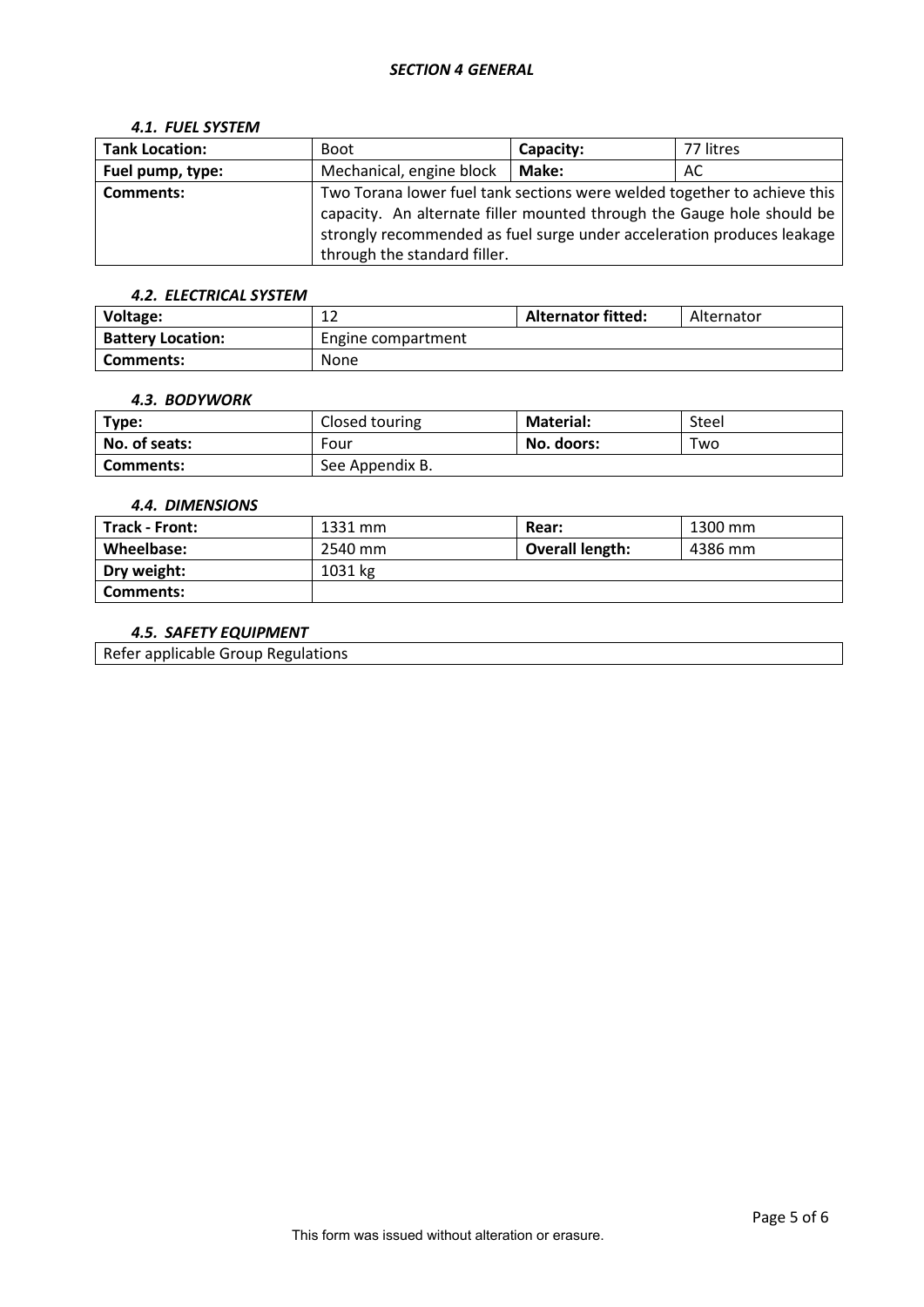# *SECTION 4 GENERAL*

### *4.1. FUEL SYSTEM*

| **Tank Location:** | Boot | **Capacity:** | 77 litres |
|---|---|---|---|
| **Fuel pump, type:** | Mechanical, engine block | **Make:** | AC |
| **Comments:** | Two Torana lower fuel tank sections were welded together to achieve this capacity. An alternate filler mounted through the Gauge hole should be strongly recommended as fuel surge under acceleration produces leakage through the standard filler. | | |

### *4.2. ELECTRICAL SYSTEM*

| **Voltage:** | 12 | **Alternator fitted:** | Alternator |
|---|---|---|---|
| **Battery Location:** | Engine compartment | | |
| **Comments:** | None | | |

### *4.3. BODYWORK*

| **Type:** | Closed touring | **Material:** | Steel |
|---|---|---|---|
| **No. of seats:** | Four | **No. doors:** | Two |
| **Comments:** | See Appendix B. | | |

### *4.4. DIMENSIONS*

| **Track - Front:** | 1331 mm | **Rear:** | 1300 mm |
|---|---|---|---|
| **Wheelbase:** | 2540 mm | **Overall length:** | 4386 mm |
| **Dry weight:** | 1031 kg | | |
| **Comments:** | | | |

### *4.5. SAFETY EQUIPMENT*

Refer applicable Group Regulations

This form was issued without alteration or erasure.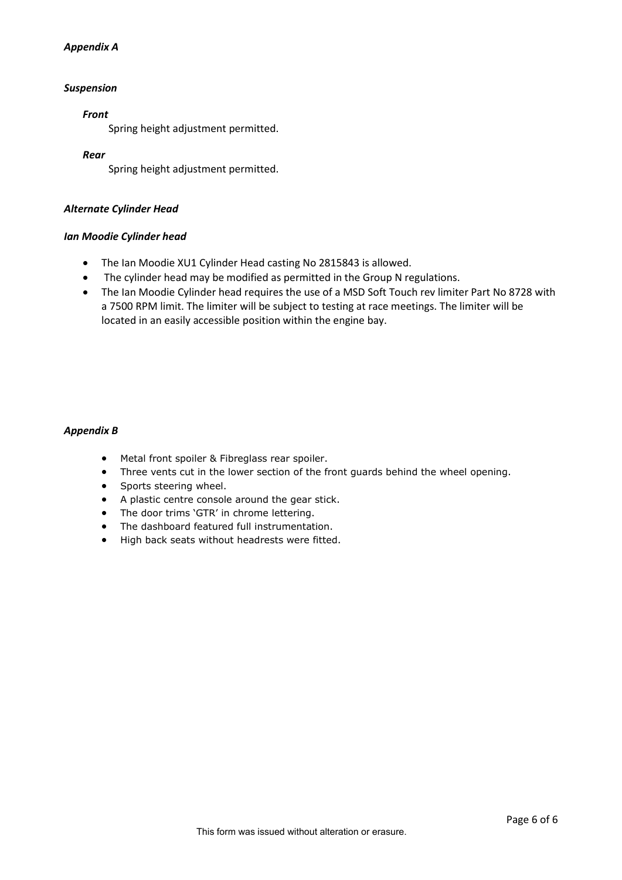## *Appendix A*

### *Suspension*

#### *Front*

Spring height adjustment permitted.

#### *Rear*

Spring height adjustment permitted.

### *Alternate Cylinder Head*

### *Ian Moodie Cylinder head*

- The Ian Moodie XU1 Cylinder Head casting No 2815843 is allowed.
- The cylinder head may be modified as permitted in the Group N regulations.
- The Ian Moodie Cylinder head requires the use of a MSD Soft Touch rev limiter Part No 8728 with a 7500 RPM limit. The limiter will be subject to testing at race meetings. The limiter will be located in an easily accessible position within the engine bay.

## *Appendix B*

- Metal front spoiler & Fibreglass rear spoiler.
- Three vents cut in the lower section of the front guards behind the wheel opening.
- Sports steering wheel.
- A plastic centre console around the gear stick.
- The door trims 'GTR' in chrome lettering.
- The dashboard featured full instrumentation.
- High back seats without headrests were fitted.

This form was issued without alteration or erasure.